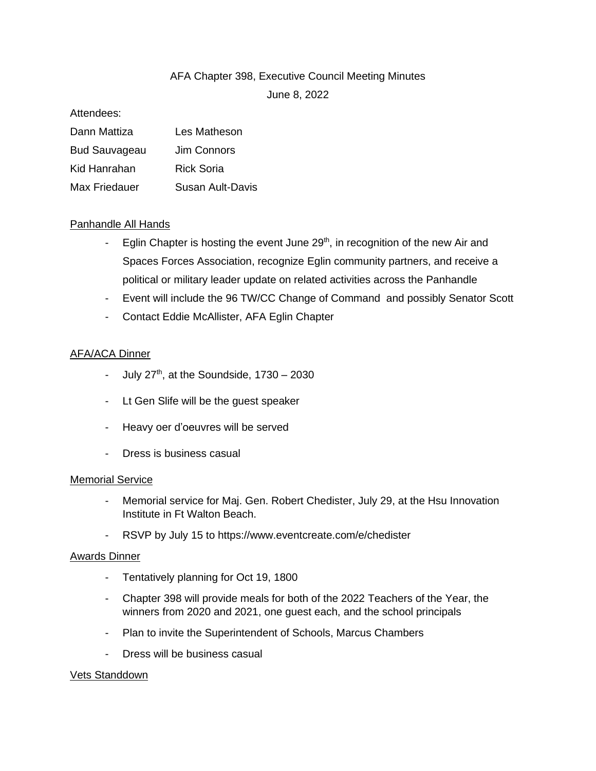AFA Chapter 398, Executive Council Meeting Minutes

June 8, 2022

Attendees:

| | |
|---|---|
| Dann Mattiza | Les Matheson |
| Bud Sauvageau | Jim Connors |
| Kid Hanrahan | Rick Soria |
| Max Friedauer | Susan Ault-Davis |

Panhandle All Hands

- Eglin Chapter is hosting the event June 29th, in recognition of the new Air and Spaces Forces Association, recognize Eglin community partners, and receive a political or military leader update on related activities across the Panhandle
- Event will include the 96 TW/CC Change of Command and possibly Senator Scott
- Contact Eddie McAllister, AFA Eglin Chapter

AFA/ACA Dinner

- July 27th, at the Soundside, 1730 – 2030
- Lt Gen Slife will be the guest speaker
- Heavy oer d'oeuvres will be served
- Dress is business casual

Memorial Service

- Memorial service for Maj. Gen. Robert Chedister, July 29, at the Hsu Innovation Institute in Ft Walton Beach.
- RSVP by July 15 to https://www.eventcreate.com/e/chedister

Awards Dinner

- Tentatively planning for Oct 19, 1800
- Chapter 398 will provide meals for both of the 2022 Teachers of the Year, the winners from 2020 and 2021, one guest each, and the school principals
- Plan to invite the Superintendent of Schools, Marcus Chambers
- Dress will be business casual

Vets Standdown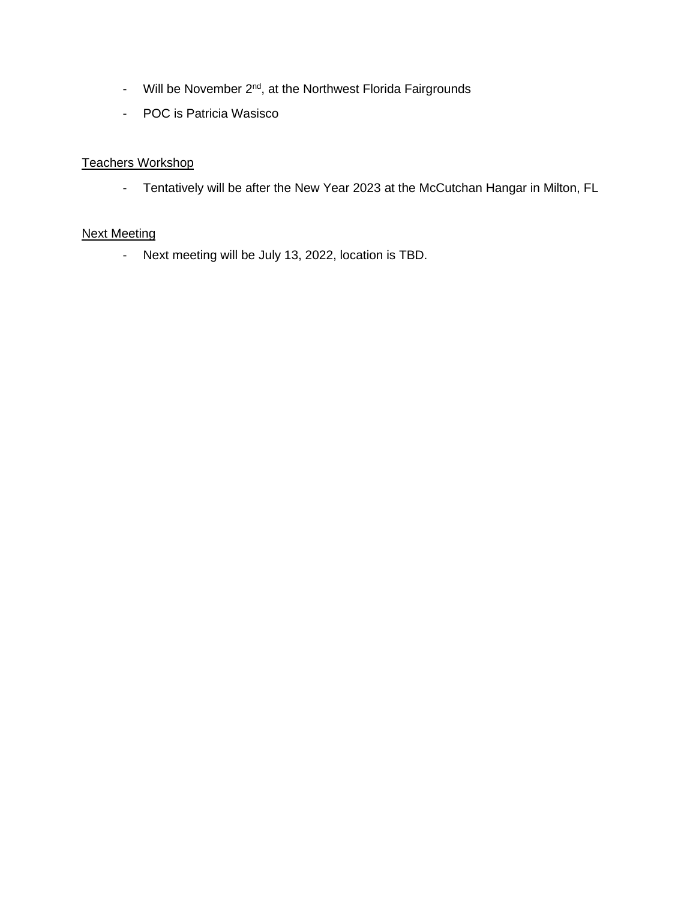- Will be November 2nd, at the Northwest Florida Fairgrounds
- POC is Patricia Wasisco

Teachers Workshop

- Tentatively will be after the New Year 2023 at the McCutchan Hangar in Milton, FL

Next Meeting

- Next meeting will be July 13, 2022, location is TBD.